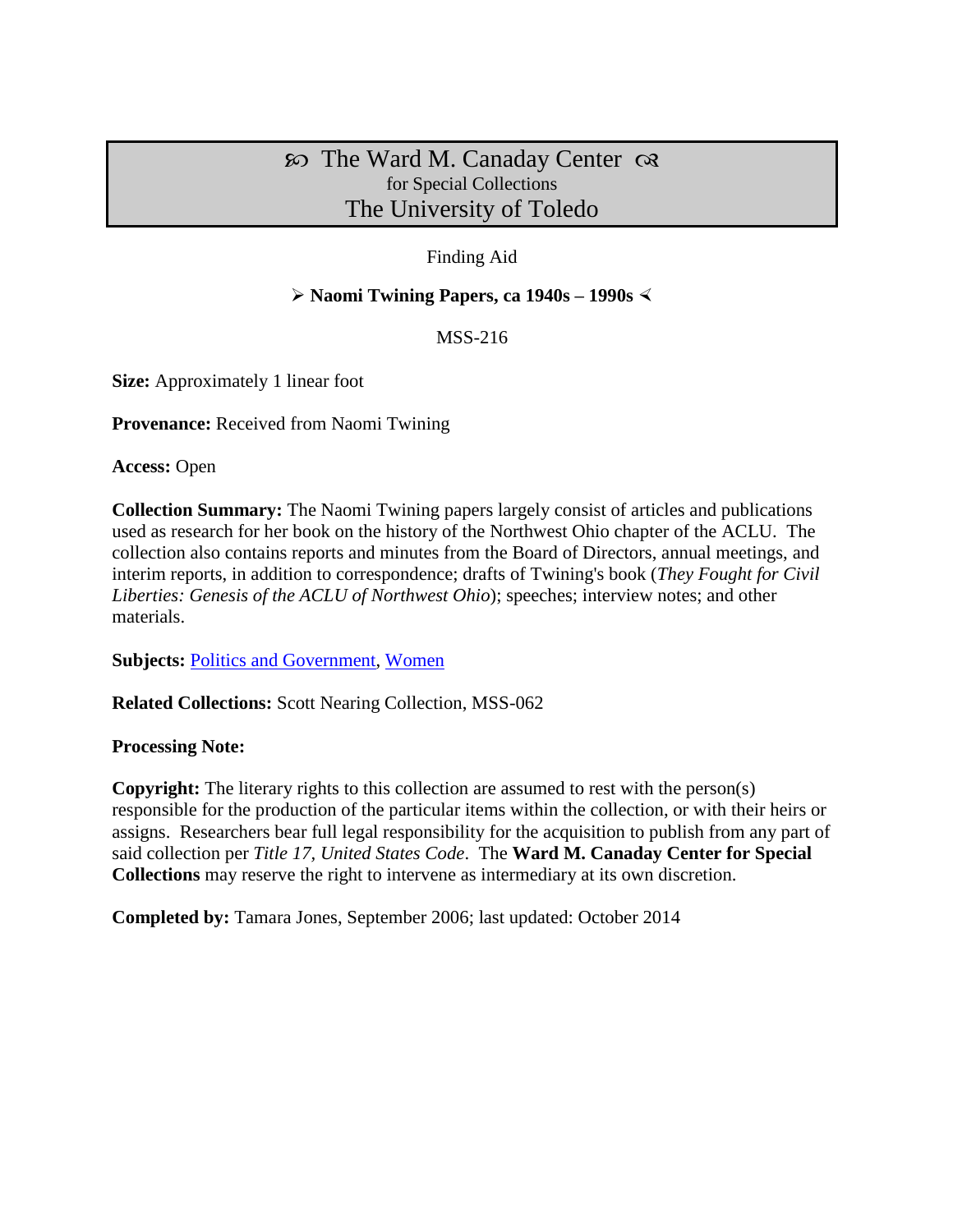# ℘ The Ward M. Canaday Center ℘
for Special Collections
The University of Toledo

Finding Aid

## ➢ Naomi Twining Papers, ca 1940s – 1990s ≺

MSS-216

**Size:** Approximately 1 linear foot

**Provenance:** Received from Naomi Twining

**Access:** Open

**Collection Summary:** The Naomi Twining papers largely consist of articles and publications used as research for her book on the history of the Northwest Ohio chapter of the ACLU. The collection also contains reports and minutes from the Board of Directors, annual meetings, and interim reports, in addition to correspondence; drafts of Twining's book (*They Fought for Civil Liberties: Genesis of the ACLU of Northwest Ohio*); speeches; interview notes; and other materials.

**Subjects:** Politics and Government, Women

**Related Collections:** Scott Nearing Collection, MSS-062

**Processing Note:**

**Copyright:** The literary rights to this collection are assumed to rest with the person(s) responsible for the production of the particular items within the collection, or with their heirs or assigns. Researchers bear full legal responsibility for the acquisition to publish from any part of said collection per *Title 17, United States Code*. The **Ward M. Canaday Center for Special Collections** may reserve the right to intervene as intermediary at its own discretion.

**Completed by:** Tamara Jones, September 2006; last updated: October 2014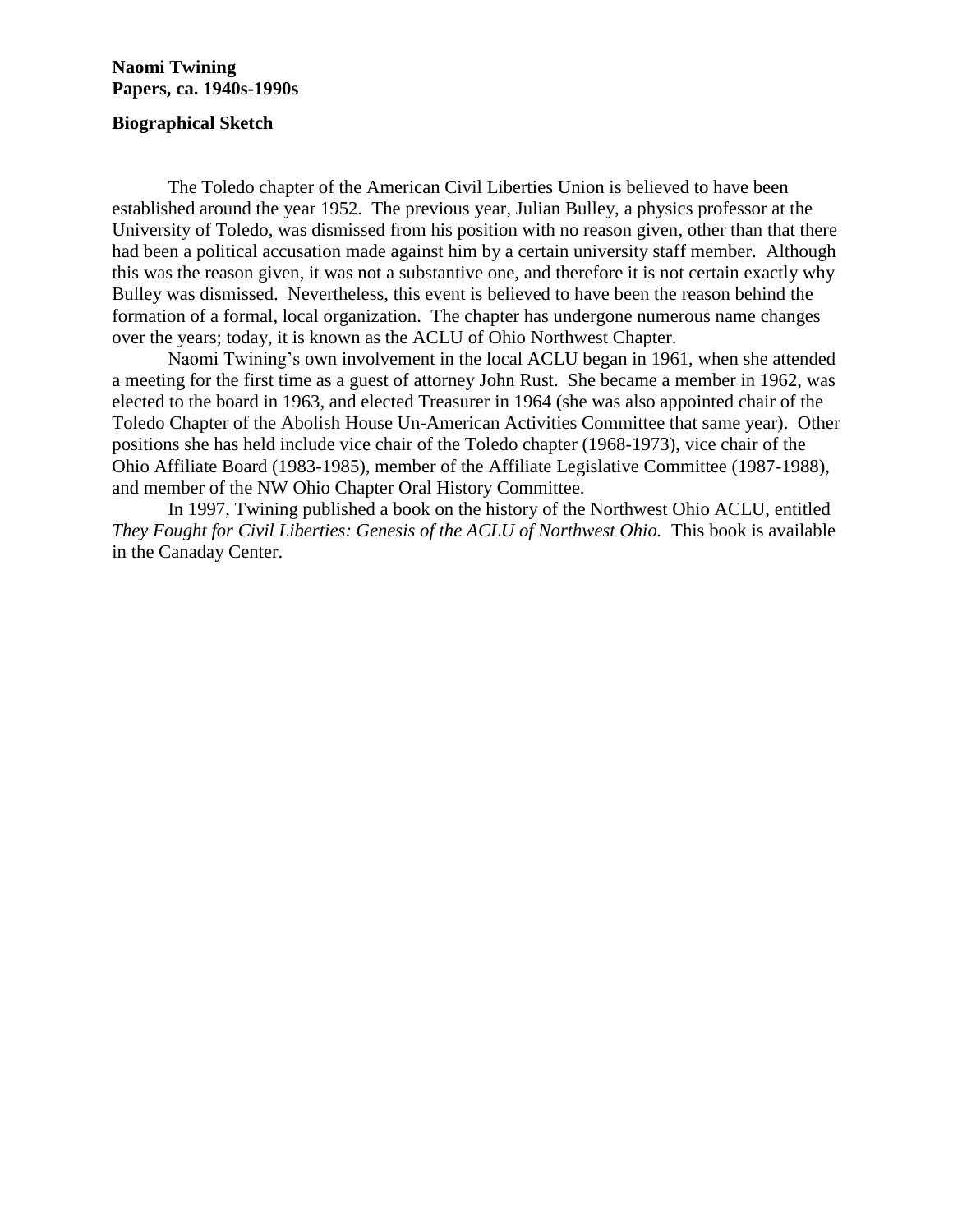**Naomi Twining**
**Papers, ca. 1940s-1990s**

**Biographical Sketch**

The Toledo chapter of the American Civil Liberties Union is believed to have been established around the year 1952. The previous year, Julian Bulley, a physics professor at the University of Toledo, was dismissed from his position with no reason given, other than that there had been a political accusation made against him by a certain university staff member. Although this was the reason given, it was not a substantive one, and therefore it is not certain exactly why Bulley was dismissed. Nevertheless, this event is believed to have been the reason behind the formation of a formal, local organization. The chapter has undergone numerous name changes over the years; today, it is known as the ACLU of Ohio Northwest Chapter.

Naomi Twining's own involvement in the local ACLU began in 1961, when she attended a meeting for the first time as a guest of attorney John Rust. She became a member in 1962, was elected to the board in 1963, and elected Treasurer in 1964 (she was also appointed chair of the Toledo Chapter of the Abolish House Un-American Activities Committee that same year). Other positions she has held include vice chair of the Toledo chapter (1968-1973), vice chair of the Ohio Affiliate Board (1983-1985), member of the Affiliate Legislative Committee (1987-1988), and member of the NW Ohio Chapter Oral History Committee.

In 1997, Twining published a book on the history of the Northwest Ohio ACLU, entitled *They Fought for Civil Liberties: Genesis of the ACLU of Northwest Ohio.* This book is available in the Canaday Center.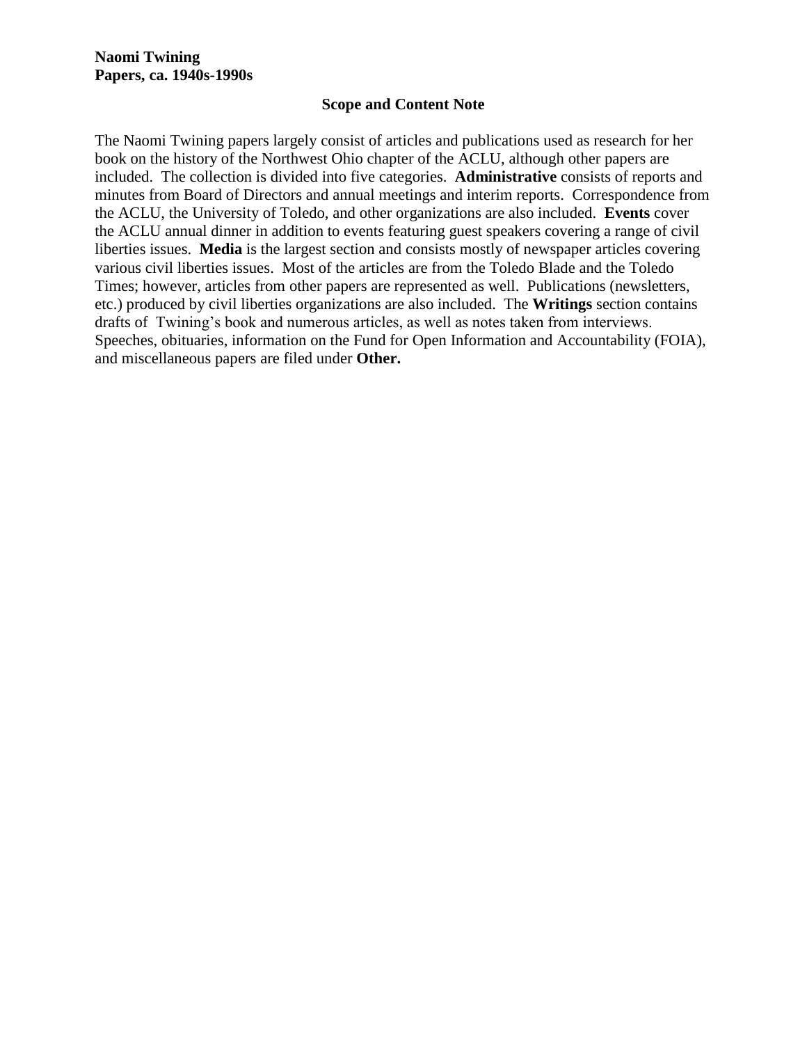**Naomi Twining**
**Papers, ca. 1940s-1990s**

## Scope and Content Note

The Naomi Twining papers largely consist of articles and publications used as research for her book on the history of the Northwest Ohio chapter of the ACLU, although other papers are included. The collection is divided into five categories. **Administrative** consists of reports and minutes from Board of Directors and annual meetings and interim reports. Correspondence from the ACLU, the University of Toledo, and other organizations are also included. **Events** cover the ACLU annual dinner in addition to events featuring guest speakers covering a range of civil liberties issues. **Media** is the largest section and consists mostly of newspaper articles covering various civil liberties issues. Most of the articles are from the Toledo Blade and the Toledo Times; however, articles from other papers are represented as well. Publications (newsletters, etc.) produced by civil liberties organizations are also included. The **Writings** section contains drafts of Twining's book and numerous articles, as well as notes taken from interviews. Speeches, obituaries, information on the Fund for Open Information and Accountability (FOIA), and miscellaneous papers are filed under **Other.**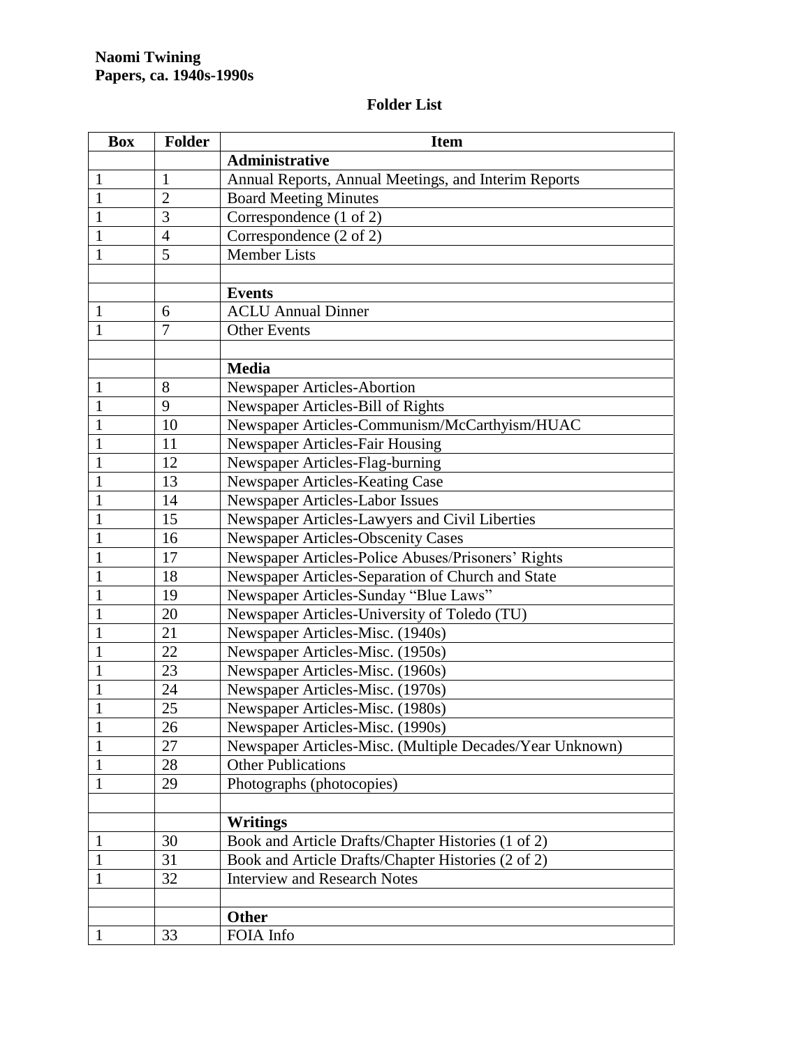**Naomi Twining**
**Papers, ca. 1940s-1990s**

## Folder List

| Box | Folder | Item |
|---|---|---|
| | | **Administrative** |
| 1 | 1 | Annual Reports, Annual Meetings, and Interim Reports |
| 1 | 2 | Board Meeting Minutes |
| 1 | 3 | Correspondence (1 of 2) |
| 1 | 4 | Correspondence (2 of 2) |
| 1 | 5 | Member Lists |
| | | |
| | | **Events** |
| 1 | 6 | ACLU Annual Dinner |
| 1 | 7 | Other Events |
| | | |
| | | **Media** |
| 1 | 8 | Newspaper Articles-Abortion |
| 1 | 9 | Newspaper Articles-Bill of Rights |
| 1 | 10 | Newspaper Articles-Communism/McCarthyism/HUAC |
| 1 | 11 | Newspaper Articles-Fair Housing |
| 1 | 12 | Newspaper Articles-Flag-burning |
| 1 | 13 | Newspaper Articles-Keating Case |
| 1 | 14 | Newspaper Articles-Labor Issues |
| 1 | 15 | Newspaper Articles-Lawyers and Civil Liberties |
| 1 | 16 | Newspaper Articles-Obscenity Cases |
| 1 | 17 | Newspaper Articles-Police Abuses/Prisoners' Rights |
| 1 | 18 | Newspaper Articles-Separation of Church and State |
| 1 | 19 | Newspaper Articles-Sunday "Blue Laws" |
| 1 | 20 | Newspaper Articles-University of Toledo (TU) |
| 1 | 21 | Newspaper Articles-Misc. (1940s) |
| 1 | 22 | Newspaper Articles-Misc. (1950s) |
| 1 | 23 | Newspaper Articles-Misc. (1960s) |
| 1 | 24 | Newspaper Articles-Misc. (1970s) |
| 1 | 25 | Newspaper Articles-Misc. (1980s) |
| 1 | 26 | Newspaper Articles-Misc. (1990s) |
| 1 | 27 | Newspaper Articles-Misc. (Multiple Decades/Year Unknown) |
| 1 | 28 | Other Publications |
| 1 | 29 | Photographs (photocopies) |
| | | |
| | | **Writings** |
| 1 | 30 | Book and Article Drafts/Chapter Histories (1 of 2) |
| 1 | 31 | Book and Article Drafts/Chapter Histories (2 of 2) |
| 1 | 32 | Interview and Research Notes |
| | | |
| | | **Other** |
| 1 | 33 | FOIA Info |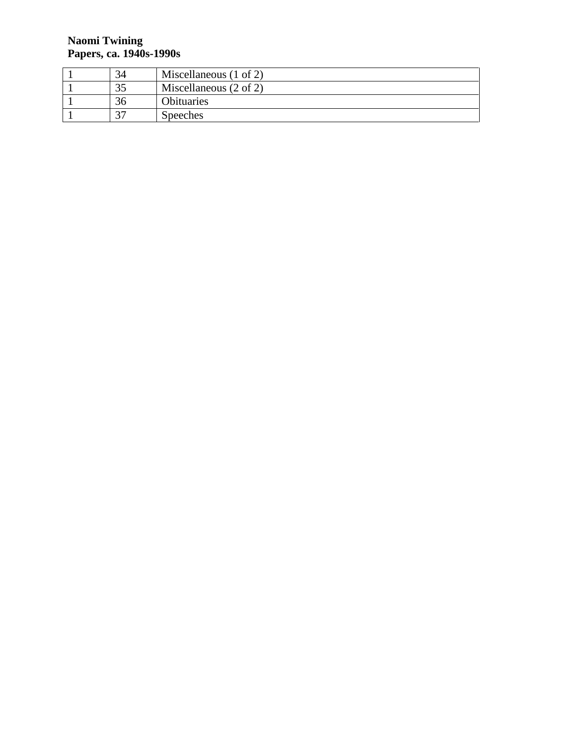**Naomi Twining**
**Papers, ca. 1940s-1990s**

| | | |
|---|---|---|
| 1 | 34 | Miscellaneous (1 of 2) |
| 1 | 35 | Miscellaneous (2 of 2) |
| 1 | 36 | Obituaries |
| 1 | 37 | Speeches |